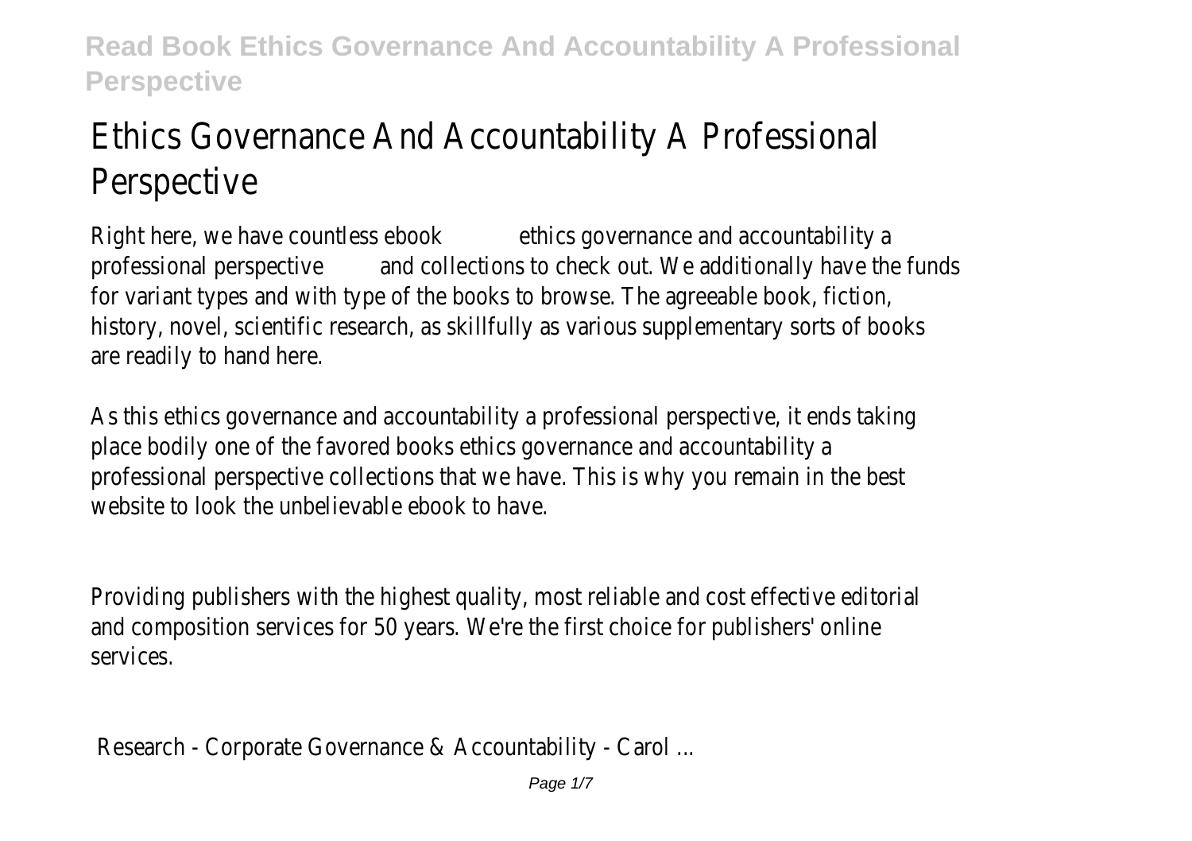# Ethics Governance And Accountability A Professional Perspective

Right here, we have countless ebook ethics governance and accountability a professional perspective and collections to check out. We additionally have the funds for variant types and with type of the books to browse. The agreeable book, fiction, history, novel, scientific research, as skillfully as various supplementary sorts of books are readily to hand here.

As this ethics governance and accountability a professional perspective, it ends taking place bodily one of the favored books ethics governance and accountability a professional perspective collections that we have. This is why you remain in the best website to look the unbelievable ebook to have.

Providing publishers with the highest quality, most reliable and cost effective editorial and composition services for 50 years. We're the first choice for publishers' online services.

Research - Corporate Governance & Accountability - Carol ...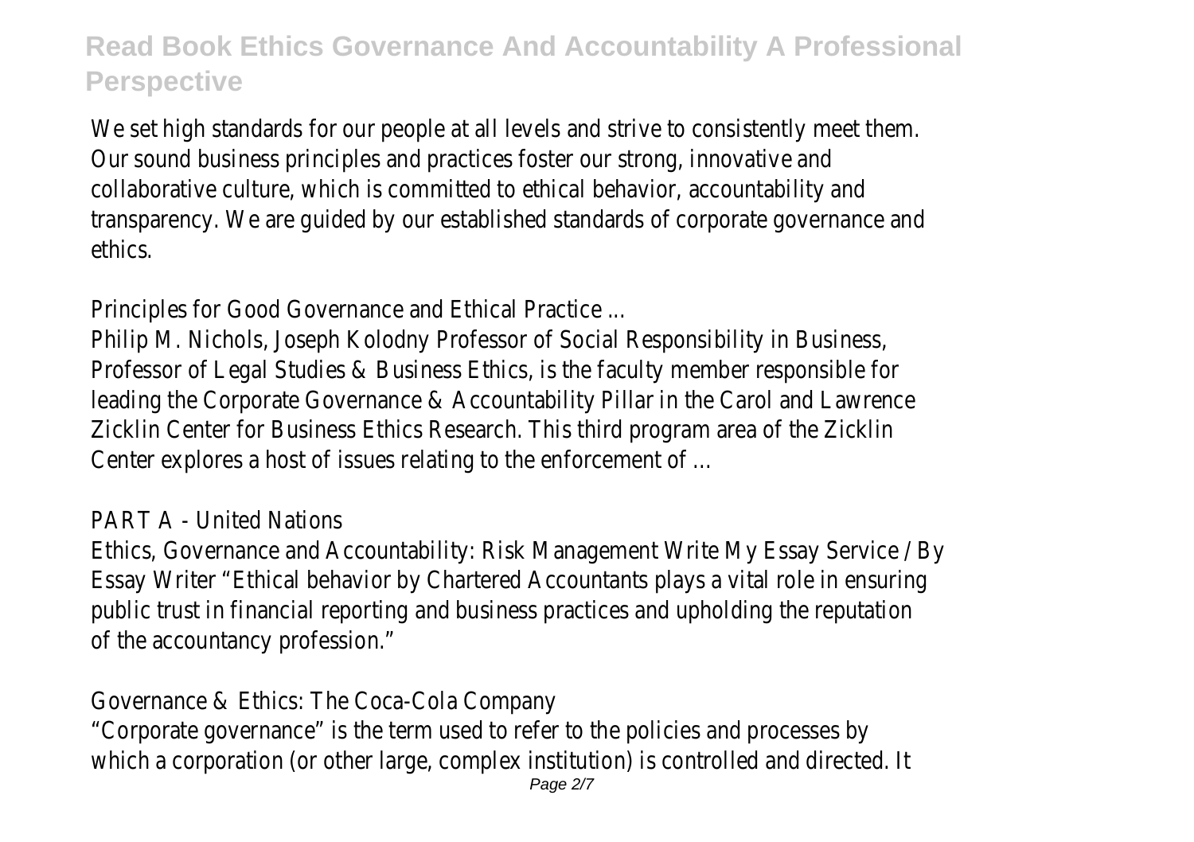We set high standards for our people at all levels and strive to consistently meet them. Our sound business principles and practices foster our strong, innovative and collaborative culture, which is committed to ethical behavior, accountability and transparency. We are guided by our established standards of corporate governance and ethics.

Principles for Good Governance and Ethical Practice ...

Philip M. Nichols, Joseph Kolodny Professor of Social Responsibility in Business, Professor of Legal Studies & Business Ethics, is the faculty member responsible for leading the Corporate Governance & Accountability Pillar in the Carol and Lawrence Zicklin Center for Business Ethics Research. This third program area of the Zicklin Center explores a host of issues relating to the enforcement of ...

PART A - United Nations

Ethics, Governance and Accountability: Risk Management Write My Essay Service / By Essay Writer "Ethical behavior by Chartered Accountants plays a vital role in ensuring public trust in financial reporting and business practices and upholding the reputation of the accountancy profession."

Governance & Ethics: The Coca-Cola Company

"Corporate governance" is the term used to refer to the policies and processes by which a corporation (or other large, complex institution) is controlled and directed. It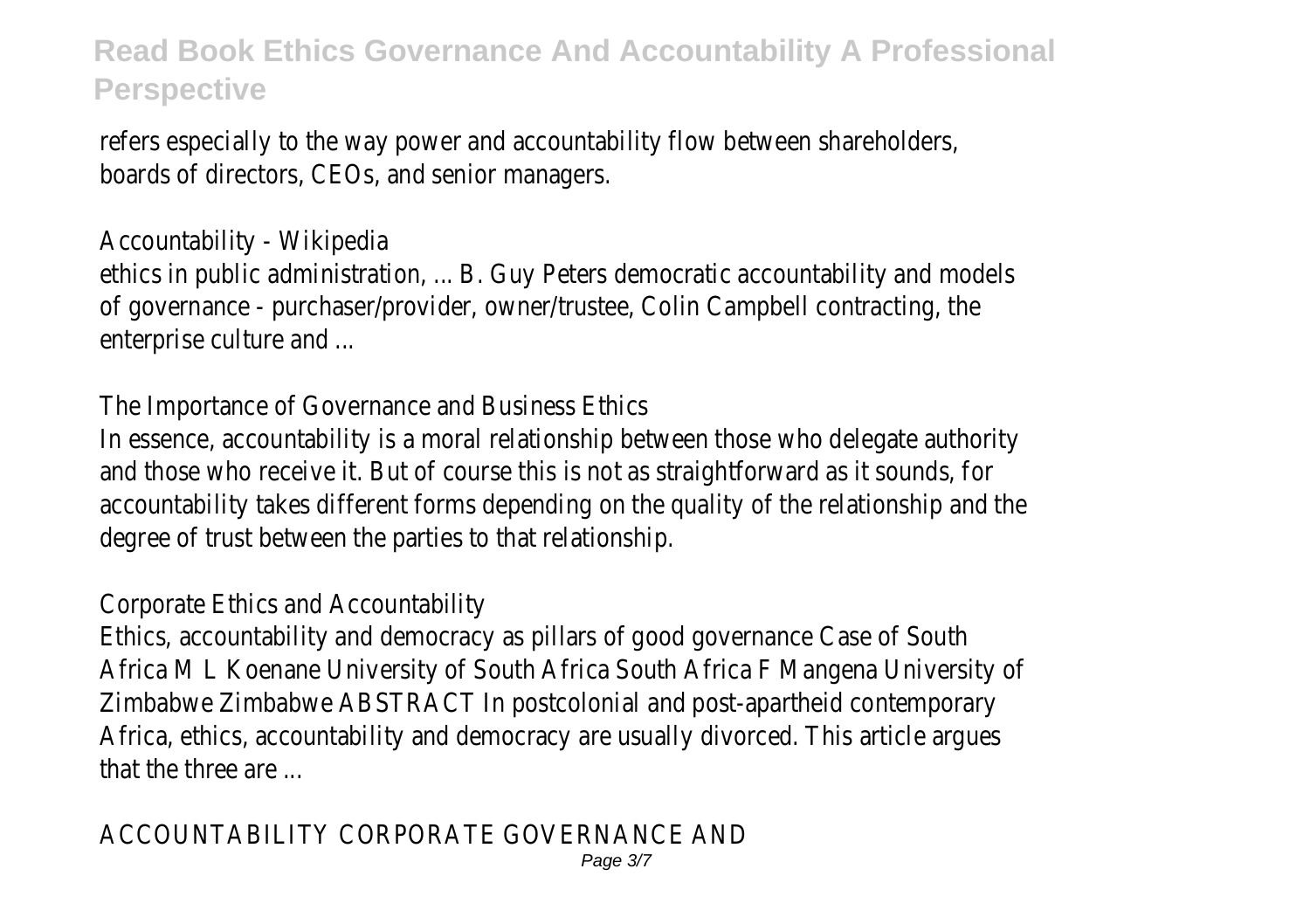refers especially to the way power and accountability flow between shareholders, boards of directors, CEOs, and senior managers.

## Accountability - Wikipedia

ethics in public administration, ... B. Guy Peters democratic accountability and models of governance - purchaser/provider, owner/trustee, Colin Campbell contracting, the enterprise culture and ...

## The Importance of Governance and Business Ethics

In essence, accountability is a moral relationship between those who delegate authority and those who receive it. But of course this is not as straightforward as it sounds, for accountability takes different forms depending on the quality of the relationship and the degree of trust between the parties to that relationship.

## Corporate Ethics and Accountability

Ethics, accountability and democracy as pillars of good governance Case of South Africa M L Koenane University of South Africa South Africa F Mangena University of Zimbabwe Zimbabwe ABSTRACT In postcolonial and post-apartheid contemporary Africa, ethics, accountability and democracy are usually divorced. This article argues that the three are ...

## ACCOUNTABILITY CORPORATE GOVERNANCE AND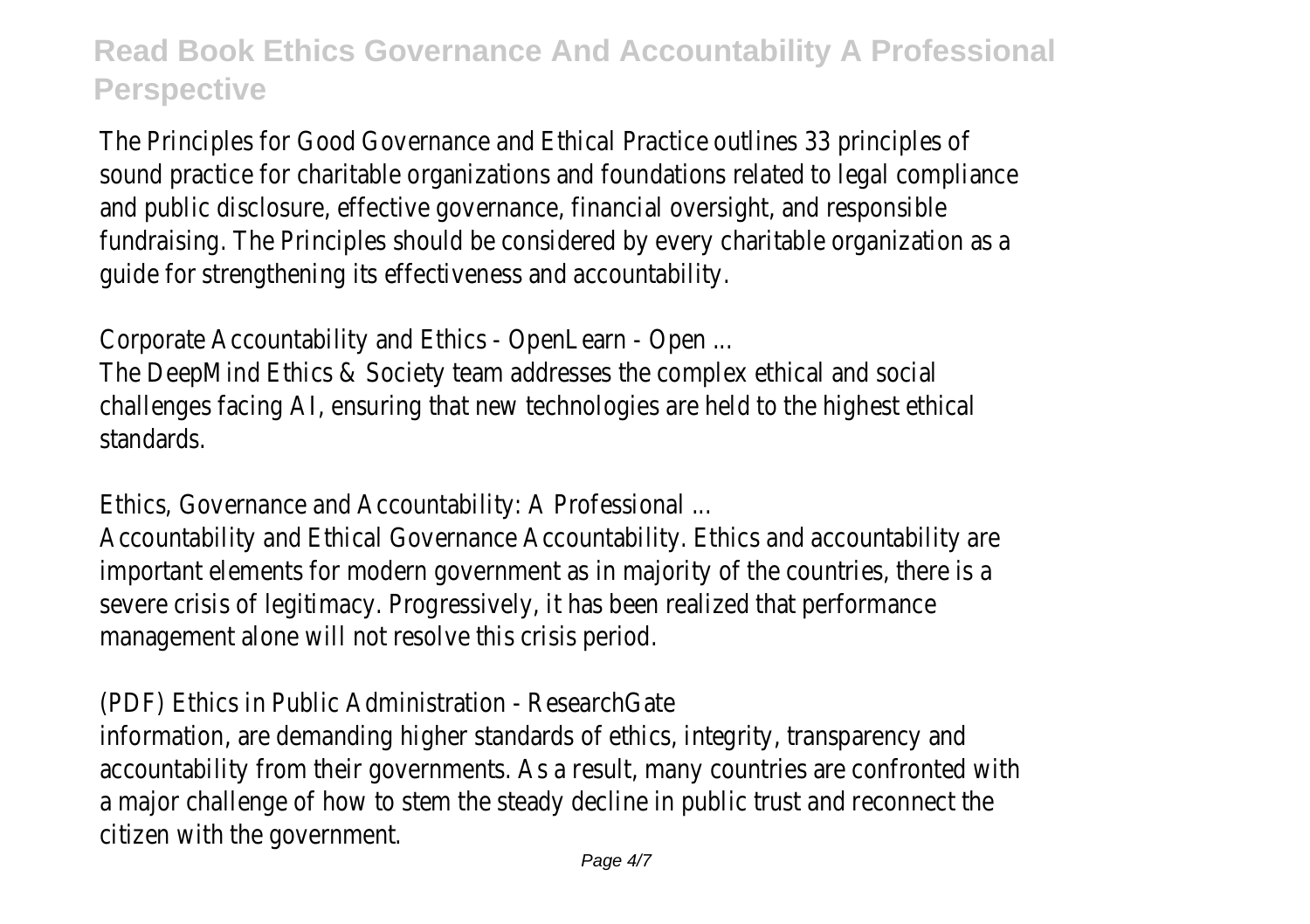The Principles for Good Governance and Ethical Practice outlines 33 principles of sound practice for charitable organizations and foundations related to legal compliance and public disclosure, effective governance, financial oversight, and responsible fundraising. The Principles should be considered by every charitable organization as a guide for strengthening its effectiveness and accountability.

Corporate Accountability and Ethics - OpenLearn - Open ...

The DeepMind Ethics & Society team addresses the complex ethical and social challenges facing AI, ensuring that new technologies are held to the highest ethical standards.

Ethics, Governance and Accountability: A Professional ...

Accountability and Ethical Governance Accountability. Ethics and accountability are important elements for modern government as in majority of the countries, there is a severe crisis of legitimacy. Progressively, it has been realized that performance management alone will not resolve this crisis period.

(PDF) Ethics in Public Administration - ResearchGate

information, are demanding higher standards of ethics, integrity, transparency and accountability from their governments. As a result, many countries are confronted with a major challenge of how to stem the steady decline in public trust and reconnect the citizen with the government.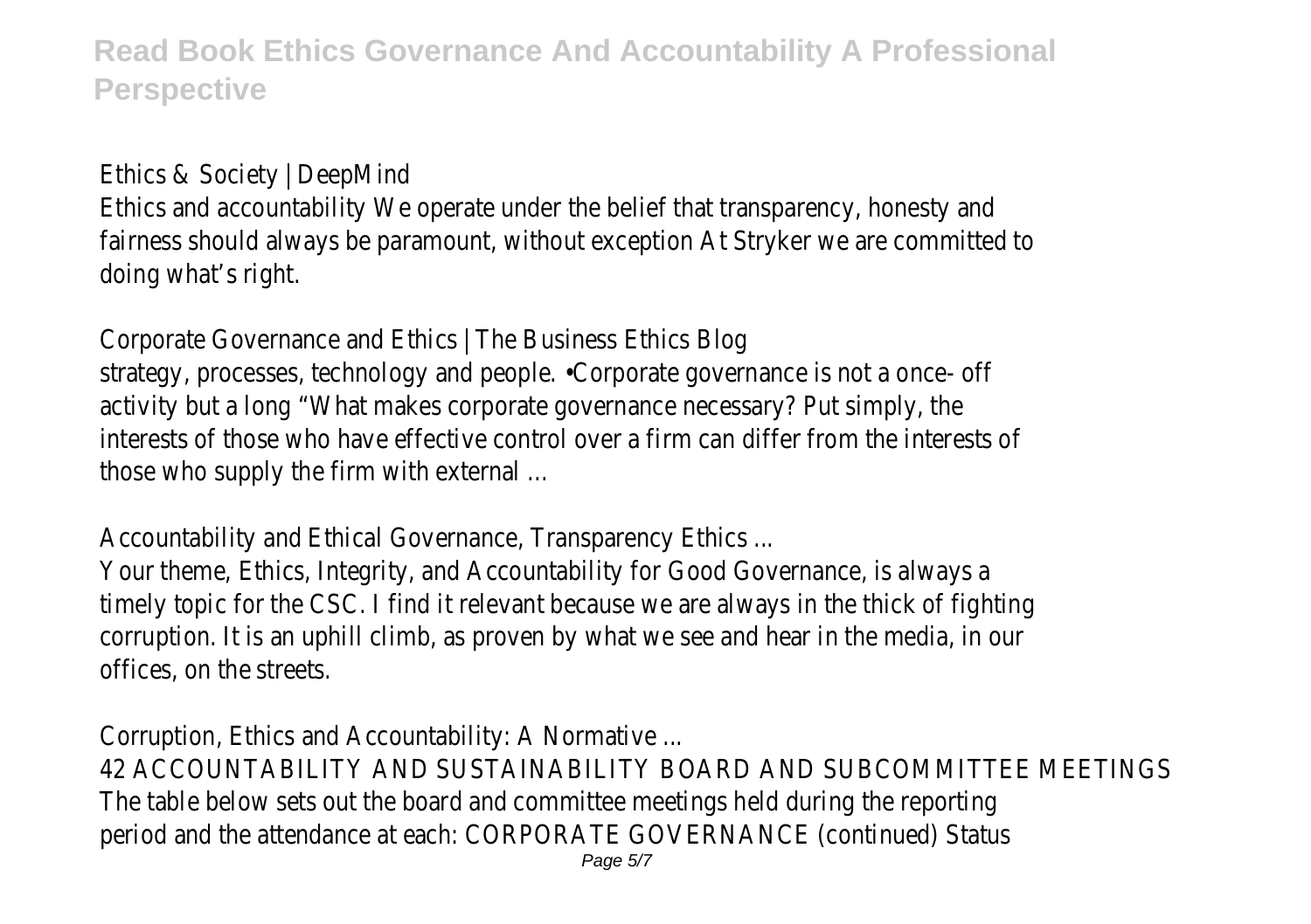Ethics & Society | DeepMind

Ethics and accountability We operate under the belief that transparency, honesty and fairness should always be paramount, without exception At Stryker we are committed to doing what's right.

Corporate Governance and Ethics | The Business Ethics Blog

strategy, processes, technology and people. •Corporate governance is not a once- off activity but a long "What makes corporate governance necessary? Put simply, the interests of those who have effective control over a firm can differ from the interests of those who supply the firm with external ...

Accountability and Ethical Governance, Transparency Ethics ...

Your theme, Ethics, Integrity, and Accountability for Good Governance, is always a timely topic for the CSC. I find it relevant because we are always in the thick of fighting corruption. It is an uphill climb, as proven by what we see and hear in the media, in our offices, on the streets.

Corruption, Ethics and Accountability: A Normative ...

42 ACCOUNTABILITY AND SUSTAINABILITY BOARD AND SUBCOMMITTEE MEETINGS The table below sets out the board and committee meetings held during the reporting period and the attendance at each: CORPORATE GOVERNANCE (continued) Status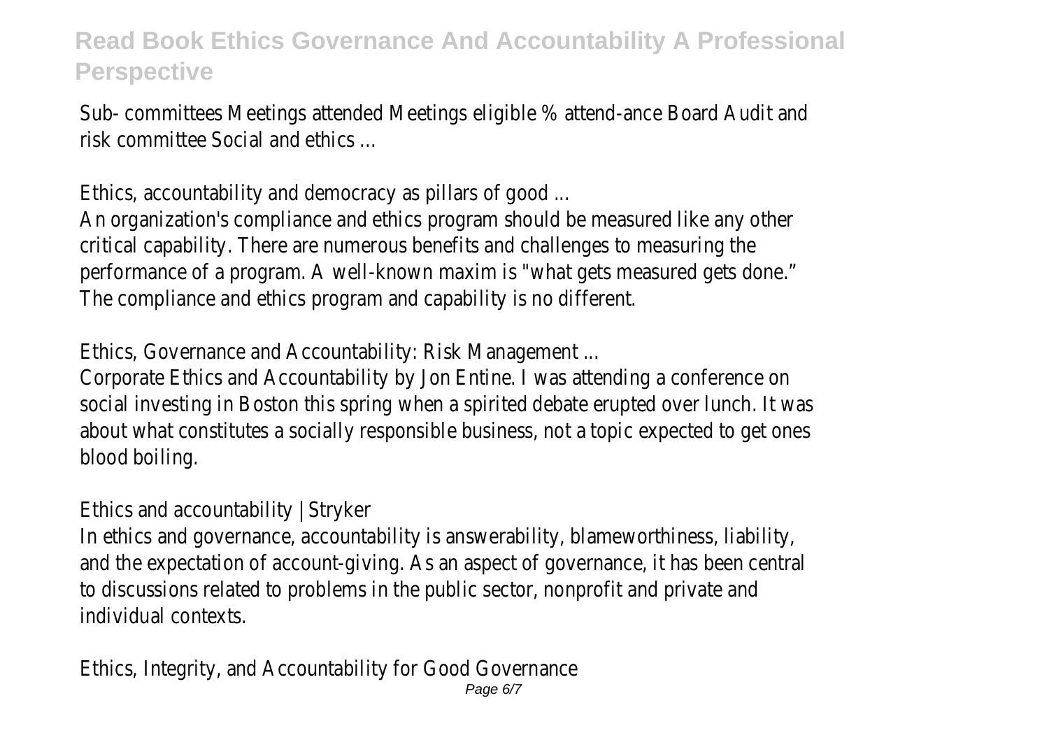Sub- committees Meetings attended Meetings eligible % attend-ance Board Audit and risk committee Social and ethics ...

Ethics, accountability and democracy as pillars of good ...

An organization's compliance and ethics program should be measured like any other critical capability. There are numerous benefits and challenges to measuring the performance of a program. A well-known maxim is "what gets measured gets done." The compliance and ethics program and capability is no different.

Ethics, Governance and Accountability: Risk Management ...

Corporate Ethics and Accountability by Jon Entine. I was attending a conference on social investing in Boston this spring when a spirited debate erupted over lunch. It was about what constitutes a socially responsible business, not a topic expected to get ones blood boiling.

Ethics and accountability | Stryker

In ethics and governance, accountability is answerability, blameworthiness, liability, and the expectation of account-giving. As an aspect of governance, it has been central to discussions related to problems in the public sector, nonprofit and private and individual contexts.

Ethics, Integrity, and Accountability for Good Governance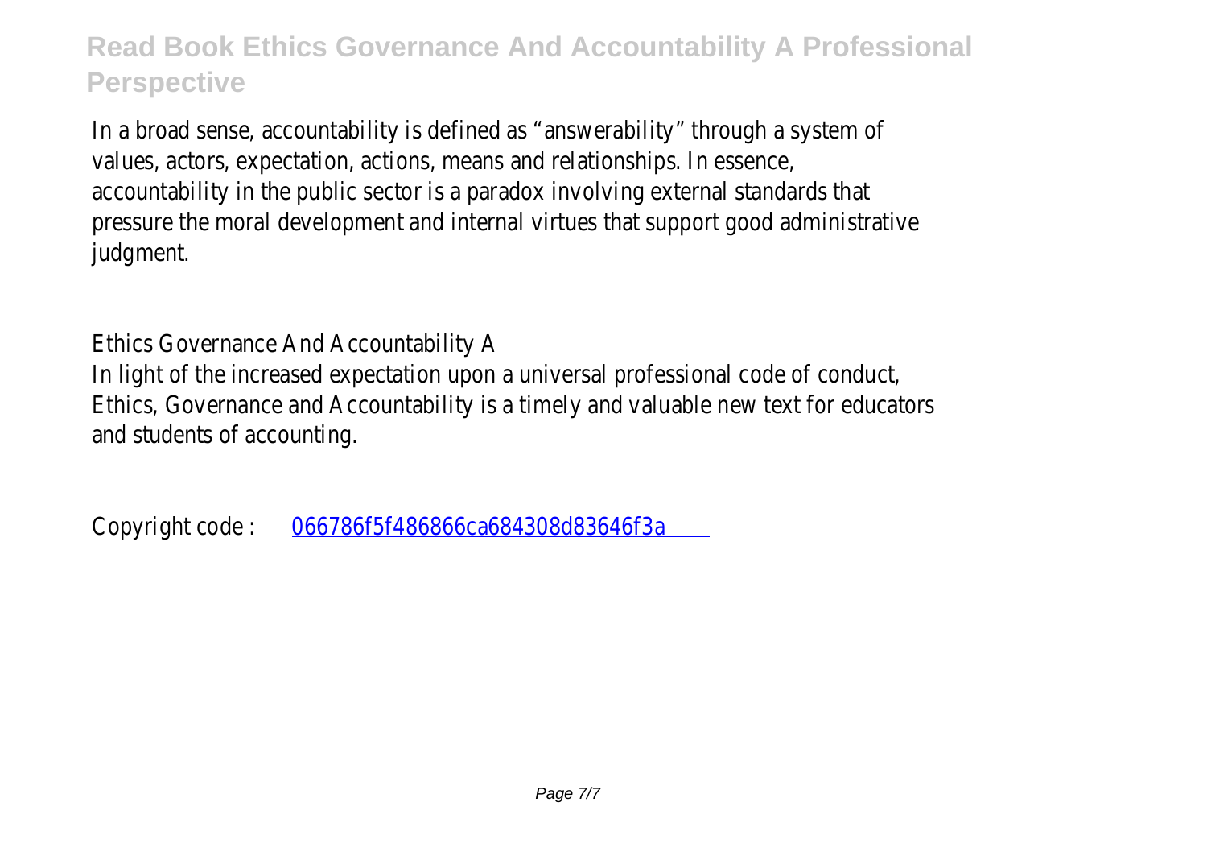In a broad sense, accountability is defined as “answerability” through a system of values, actors, expectation, actions, means and relationships. In essence, accountability in the public sector is a paradox involving external standards that pressure the moral development and internal virtues that support good administrative judgment.

Ethics Governance And Accountability A

In light of the increased expectation upon a universal professional code of conduct, Ethics, Governance and Accountability is a timely and valuable new text for educators and students of accounting.

Copyright code : 066786f5f486866ca684308d83646f3a